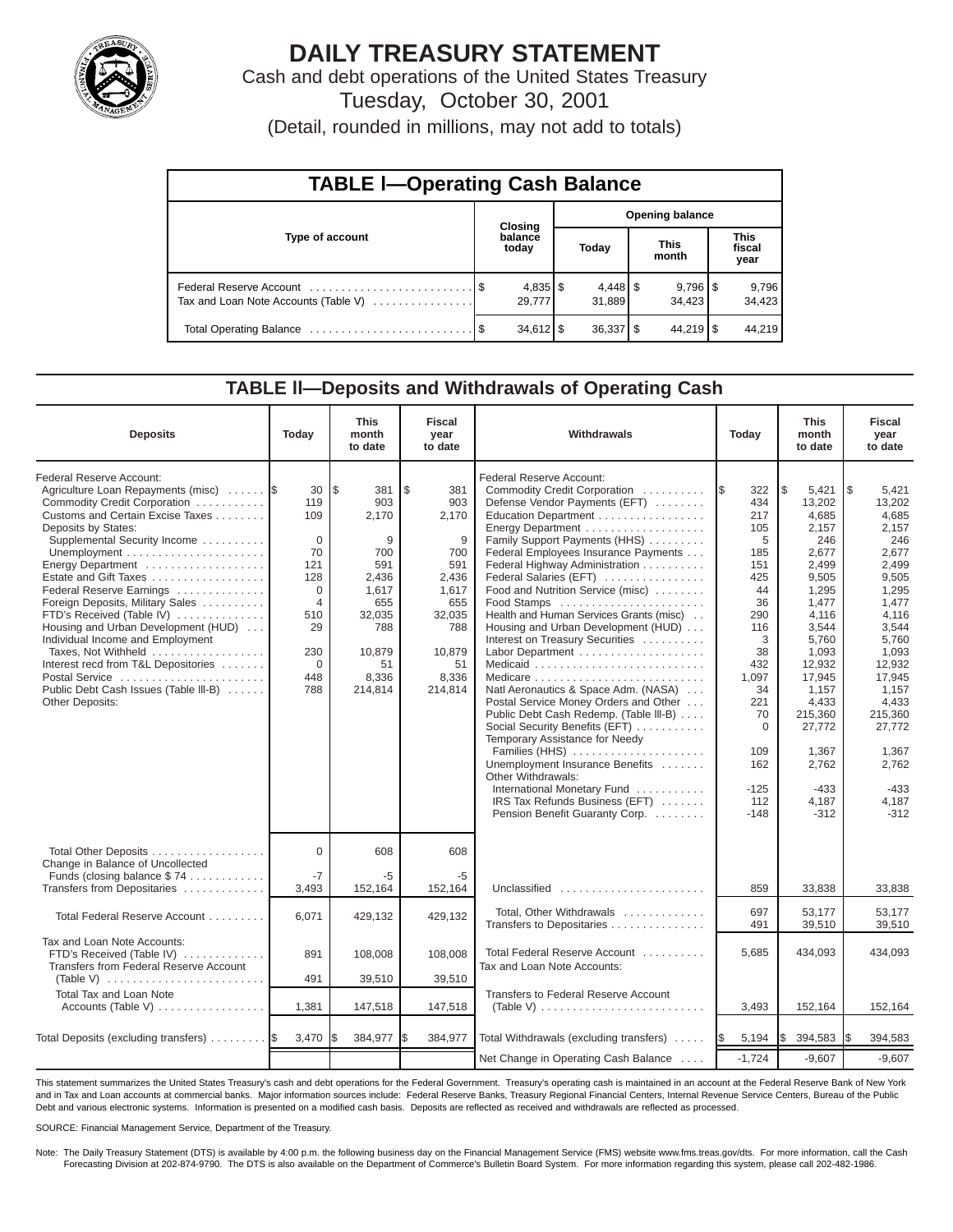# DAILY TREASURY STATEMENT

Cash and debt operations of the United States Treasury

Tuesday, October 30, 2001

(Detail, rounded in millions, may not add to totals)

## TABLE I—Operating Cash Balance

| Type of account | Closing balance today | Opening balance Today | Opening balance This month | Opening balance This fiscal year |
|---|---|---|---|---|
| Federal Reserve Account | $ 4,835 | $ 4,448 | $ 9,796 | $ 9,796 |
| Tax and Loan Note Accounts (Table V) | 29,777 | 31,889 | 34,423 | 34,423 |
| Total Operating Balance | $ 34,612 | $ 36,337 | $ 44,219 | $ 44,219 |

## TABLE II—Deposits and Withdrawals of Operating Cash

| Deposits | Today | This month to date | Fiscal year to date |
|---|---|---|---|
| Federal Reserve Account: | | | |
| Agriculture Loan Repayments (misc) | $ 30 | $ 381 | $ 381 |
| Commodity Credit Corporation | 119 | 903 | 903 |
| Customs and Certain Excise Taxes | 109 | 2,170 | 2,170 |
| Deposits by States: | | | |
| Supplemental Security Income | 0 | 9 | 9 |
| Unemployment | 70 | 700 | 700 |
| Energy Department | 121 | 591 | 591 |
| Estate and Gift Taxes | 128 | 2,436 | 2,436 |
| Federal Reserve Earnings | 0 | 1,617 | 1,617 |
| Foreign Deposits, Military Sales | 4 | 655 | 655 |
| FTD's Received (Table IV) | 510 | 32,035 | 32,035 |
| Housing and Urban Development (HUD) | 29 | 788 | 788 |
| Individual Income and Employment Taxes, Not Withheld | 230 | 10,879 | 10,879 |
| Interest recd from T&L Depositories | 0 | 51 | 51 |
| Postal Service | 448 | 8,336 | 8,336 |
| Public Debt Cash Issues (Table III-B) | 788 | 214,814 | 214,814 |
| Other Deposits: | | | |
| Total Other Deposits | 0 | 608 | 608 |
| Change in Balance of Uncollected Funds (closing balance $ 74) | -7 | -5 | -5 |
| Transfers from Depositaries | 3,493 | 152,164 | 152,164 |
| Total Federal Reserve Account | 6,071 | 429,132 | 429,132 |
| Tax and Loan Note Accounts: | | | |
| FTD's Received (Table IV) | 891 | 108,008 | 108,008 |
| Transfers from Federal Reserve Account (Table V) | 491 | 39,510 | 39,510 |
| Total Tax and Loan Note Accounts (Table V) | 1,381 | 147,518 | 147,518 |
| Total Deposits (excluding transfers) | $ 3,470 | $ 384,977 | $ 384,977 |

| Withdrawals | Today | This month to date | Fiscal year to date |
|---|---|---|---|
| Federal Reserve Account: | | | |
| Commodity Credit Corporation | $ 322 | $ 5,421 | $ 5,421 |
| Defense Vendor Payments (EFT) | 434 | 13,202 | 13,202 |
| Education Department | 217 | 4,685 | 4,685 |
| Energy Department | 105 | 2,157 | 2,157 |
| Family Support Payments (HHS) | 5 | 246 | 246 |
| Federal Employees Insurance Payments | 185 | 2,677 | 2,677 |
| Federal Highway Administration | 151 | 2,499 | 2,499 |
| Federal Salaries (EFT) | 425 | 9,505 | 9,505 |
| Food and Nutrition Service (misc) | 44 | 1,295 | 1,295 |
| Food Stamps | 36 | 1,477 | 1,477 |
| Health and Human Services Grants (misc) | 290 | 4,116 | 4,116 |
| Housing and Urban Development (HUD) | 116 | 3,544 | 3,544 |
| Interest on Treasury Securities | 3 | 5,760 | 5,760 |
| Labor Department | 38 | 1,093 | 1,093 |
| Medicaid | 432 | 12,932 | 12,932 |
| Medicare | 1,097 | 17,945 | 17,945 |
| Natl Aeronautics & Space Adm. (NASA) | 34 | 1,157 | 1,157 |
| Postal Service Money Orders and Other | 221 | 4,433 | 4,433 |
| Public Debt Cash Redemp. (Table III-B) | 70 | 215,360 | 215,360 |
| Social Security Benefits (EFT) | 0 | 27,772 | 27,772 |
| Temporary Assistance for Needy Families (HHS) | 109 | 1,367 | 1,367 |
| Unemployment Insurance Benefits | 162 | 2,762 | 2,762 |
| Other Withdrawals: | | | |
| International Monetary Fund | -125 | -433 | -433 |
| IRS Tax Refunds Business (EFT) | 112 | 4,187 | 4,187 |
| Pension Benefit Guaranty Corp. | -148 | -312 | -312 |
| Unclassified | 859 | 33,838 | 33,838 |
| Total, Other Withdrawals | 697 | 53,177 | 53,177 |
| Transfers to Depositaries | 491 | 39,510 | 39,510 |
| Total Federal Reserve Account | 5,685 | 434,093 | 434,093 |
| Tax and Loan Note Accounts: | | | |
| Transfers to Federal Reserve Account (Table V) | 3,493 | 152,164 | 152,164 |
| Total Withdrawals (excluding transfers) | $ 5,194 | $ 394,583 | $ 394,583 |
| Net Change in Operating Cash Balance | -1,724 | -9,607 | -9,607 |

This statement summarizes the United States Treasury's cash and debt operations for the Federal Government. Treasury's operating cash is maintained in an account at the Federal Reserve Bank of New York and in Tax and Loan accounts at commercial banks. Major information sources include: Federal Reserve Banks, Treasury Regional Financial Centers, Internal Revenue Service Centers, Bureau of the Public Debt and various electronic systems. Information is presented on a modified cash basis. Deposits are reflected as received and withdrawals are reflected as processed.

SOURCE: Financial Management Service, Department of the Treasury.

Note: The Daily Treasury Statement (DTS) is available by 4:00 p.m. the following business day on the Financial Management Service (FMS) website www.fms.treas.gov/dts. For more information, call the Cash Forecasting Division at 202-874-9790. The DTS is also available on the Department of Commerce's Bulletin Board System. For more information regarding this system, please call 202-482-1986.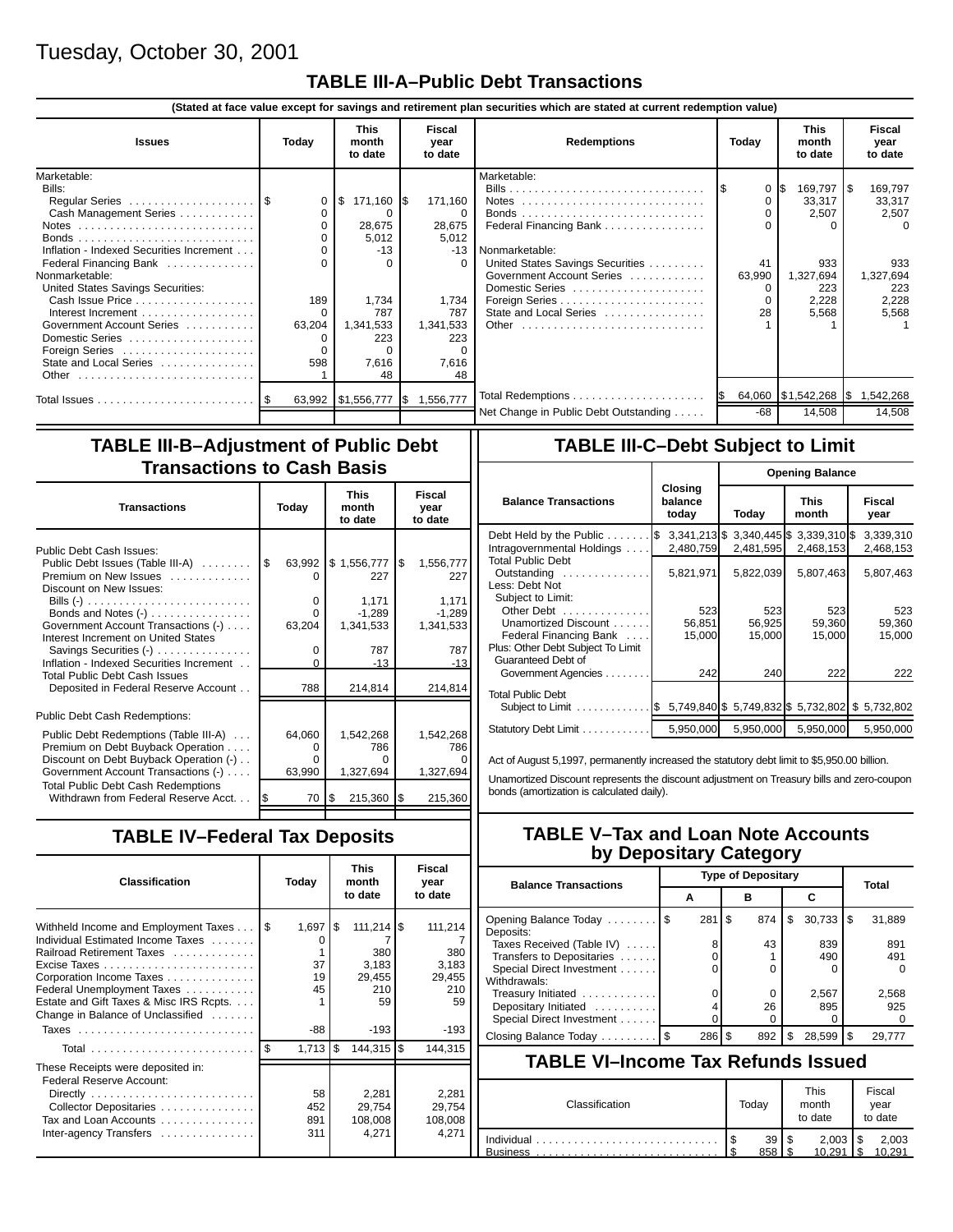Tuesday, October 30, 2001

## TABLE III-A–Public Debt Transactions

(Stated at face value except for savings and retirement plan securities which are stated at current redemption value)

| Issues | Today | This month to date | Fiscal year to date | Redemptions | Today | This month to date | Fiscal year to date |
|---|---|---|---|---|---|---|---|
| Marketable: | | | | Marketable: | | | |
| Bills: | | | | Bills | $ 0 | $ 169,797 | $ 169,797 |
| Regular Series | $ 0 | $ 171,160 | $ 171,160 | Notes | 0 | 33,317 | 33,317 |
| Cash Management Series | 0 | 0 | 0 | Bonds | 0 | 2,507 | 2,507 |
| Notes | 0 | 28,675 | 28,675 | Federal Financing Bank | 0 | 0 | 0 |
| Bonds | 0 | 5,012 | 5,012 | | | | |
| Inflation - Indexed Securities Increment | 0 | -13 | -13 | Nonmarketable: | | | |
| Federal Financing Bank | 0 | 0 | 0 | United States Savings Securities | 41 | 933 | 933 |
| Nonmarketable: | | | | Government Account Series | 63,990 | 1,327,694 | 1,327,694 |
| United States Savings Securities: | | | | Domestic Series | 0 | 223 | 223 |
| Cash Issue Price | 189 | 1,734 | 1,734 | Foreign Series | 0 | 2,228 | 2,228 |
| Interest Increment | 0 | 787 | 787 | State and Local Series | 28 | 5,568 | 5,568 |
| Government Account Series | 63,204 | 1,341,533 | 1,341,533 | Other | 1 | 1 | 1 |
| Domestic Series | 0 | 223 | 223 | | | | |
| Foreign Series | 0 | 0 | 0 | | | | |
| State and Local Series | 598 | 7,616 | 7,616 | | | | |
| Other | 1 | 48 | 48 | | | | |
| Total Issues | $ 63,992 | $1,556,777 | $ 1,556,777 | Total Redemptions | $ 64,060 | $1,542,268 | $ 1,542,268 |
| | | | | Net Change in Public Debt Outstanding | -68 | 14,508 | 14,508 |

## TABLE III-B–Adjustment of Public Debt Transactions to Cash Basis

| Transactions | Today | This month to date | Fiscal year to date |
|---|---|---|---|
| Public Debt Cash Issues: | | | |
| Public Debt Issues (Table III-A) | $ 63,992 | $ 1,556,777 | $ 1,556,777 |
| Premium on New Issues | 0 | 227 | 227 |
| Discount on New Issues: | | | |
| Bills (-) | 0 | 1,171 | 1,171 |
| Bonds and Notes (-) | 0 | -1,289 | -1,289 |
| Government Account Transactions (-) | 63,204 | 1,341,533 | 1,341,533 |
| Interest Increment on United States Savings Securities (-) | 0 | 787 | 787 |
| Inflation - Indexed Securities Increment | 0 | -13 | -13 |
| Total Public Debt Cash Issues Deposited in Federal Reserve Account | 788 | 214,814 | 214,814 |
| Public Debt Cash Redemptions: | | | |
| Public Debt Redemptions (Table III-A) | 64,060 | 1,542,268 | 1,542,268 |
| Premium on Debt Buyback Operation | 0 | 786 | 786 |
| Discount on Debt Buyback Operation (-) | 0 | 0 | 0 |
| Government Account Transactions (-) | 63,990 | 1,327,694 | 1,327,694 |
| Total Public Debt Cash Redemptions Withdrawn from Federal Reserve Acct. | $ 70 | $ 215,360 | $ 215,360 |

## TABLE III-C–Debt Subject to Limit

| Balance Transactions | Closing balance today | Opening Balance Today | Opening Balance This month | Opening Balance Fiscal year |
|---|---|---|---|---|
| Debt Held by the Public | $ 3,341,213 | $ 3,340,445 | $ 3,339,310 | $ 3,339,310 |
| Intragovernmental Holdings | 2,480,759 | 2,481,595 | 2,468,153 | 2,468,153 |
| Total Public Debt Outstanding | 5,821,971 | 5,822,039 | 5,807,463 | 5,807,463 |
| Less: Debt Not Subject to Limit: | | | | |
| Other Debt | 523 | 523 | 523 | 523 |
| Unamortized Discount | 56,851 | 56,925 | 59,360 | 59,360 |
| Federal Financing Bank | 15,000 | 15,000 | 15,000 | 15,000 |
| Plus: Other Debt Subject to Limit Guaranteed Debt of Government Agencies | 242 | 240 | 222 | 222 |
| Total Public Debt Subject to Limit | $ 5,749,840 | $ 5,749,832 | $ 5,732,802 | $ 5,732,802 |
| Statutory Debt Limit | 5,950,000 | 5,950,000 | 5,950,000 | 5,950,000 |

Act of August 5,1997, permanently increased the statutory debt limit to $5,950.00 billion.

Unamortized Discount represents the discount adjustment on Treasury bills and zero-coupon bonds (amortization is calculated daily).

## TABLE IV–Federal Tax Deposits

| Classification | Today | This month to date | Fiscal year to date |
|---|---|---|---|
| Withheld Income and Employment Taxes | $ 1,697 | $ 111,214 | $ 111,214 |
| Individual Estimated Income Taxes | 0 | 7 | 7 |
| Railroad Retirement Taxes | 1 | 380 | 380 |
| Excise Taxes | 37 | 3,183 | 3,183 |
| Corporation Income Taxes | 19 | 29,455 | 29,455 |
| Federal Unemployment Taxes | 45 | 210 | 210 |
| Estate and Gift Taxes & Misc IRS Rcpts. | 1 | 59 | 59 |
| Change in Balance of Unclassified Taxes | -88 | -193 | -193 |
| Total | $ 1,713 | $ 144,315 | $ 144,315 |
| These Receipts were deposited in: | | | |
| Federal Reserve Account: | | | |
| Directly | 58 | 2,281 | 2,281 |
| Collector Depositaries | 452 | 29,754 | 29,754 |
| Tax and Loan Accounts | 891 | 108,008 | 108,008 |
| Inter-agency Transfers | 311 | 4,271 | 4,271 |

## TABLE V–Tax and Loan Note Accounts by Depositary Category

| Balance Transactions | Type of Depositary A | Type of Depositary B | Type of Depositary C | Total |
|---|---|---|---|---|
| Opening Balance Today | $ 281 | $ 874 | $ 30,733 | $ 31,889 |
| Deposits: | | | | |
| Taxes Received (Table IV) | 8 | 43 | 839 | 891 |
| Transfers to Depositaries | 0 | 1 | 490 | 491 |
| Special Direct Investment | 0 | 0 | 0 | 0 |
| Withdrawals: | | | | |
| Treasury Initiated | 0 | 0 | 2,567 | 2,568 |
| Depositary Initiated | 4 | 26 | 895 | 925 |
| Special Direct Investment | 0 | 0 | 0 | 0 |
| Closing Balance Today | $ 286 | $ 892 | $ 28,599 | $ 29,777 |

## TABLE VI–Income Tax Refunds Issued

| Classification | Today | This month to date | Fiscal year to date |
|---|---|---|---|
| Individual | $ 39 | $ 2,003 | $ 2,003 |
| Business | $ 858 | $ 10,291 | $ 10,291 |